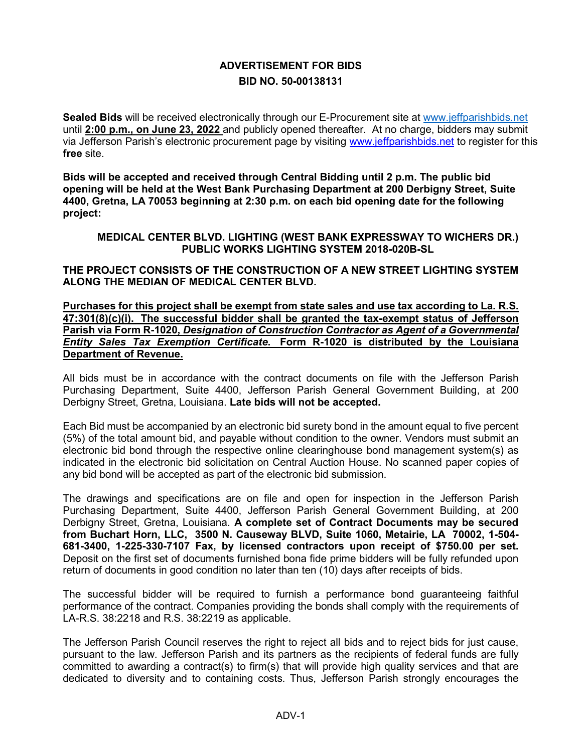# ADVERTISEMENT FOR BIDS

## BID NO. 50-00138131

**Sealed Bids** will be received electronically through our E-Procurement site at www.jeffparishbids.net until **2:00 p.m., on June 23, 2022** and publicly opened thereafter. At no charge, bidders may submit via Jefferson Parish's electronic procurement page by visiting www.jeffparishbids.net to register for this **free** site.

**Bids will be accepted and received through Central Bidding until 2 p.m. The public bid opening will be held at the West Bank Purchasing Department at 200 Derbigny Street, Suite 4400, Gretna, LA 70053 beginning at 2:30 p.m. on each bid opening date for the following project:**

**MEDICAL CENTER BLVD. LIGHTING (WEST BANK EXPRESSWAY TO WICHERS DR.) PUBLIC WORKS LIGHTING SYSTEM 2018-020B-SL**

**THE PROJECT CONSISTS OF THE CONSTRUCTION OF A NEW STREET LIGHTING SYSTEM ALONG THE MEDIAN OF MEDICAL CENTER BLVD.**

**Purchases for this project shall be exempt from state sales and use tax according to La. R.S. 47:301(8)(c)(i). The successful bidder shall be granted the tax-exempt status of Jefferson Parish via Form R-1020, *Designation of Construction Contractor as Agent of a Governmental Entity Sales Tax Exemption Certificate*. Form R-1020 is distributed by the Louisiana Department of Revenue.**

All bids must be in accordance with the contract documents on file with the Jefferson Parish Purchasing Department, Suite 4400, Jefferson Parish General Government Building, at 200 Derbigny Street, Gretna, Louisiana. **Late bids will not be accepted.**

Each Bid must be accompanied by an electronic bid surety bond in the amount equal to five percent (5%) of the total amount bid, and payable without condition to the owner. Vendors must submit an electronic bid bond through the respective online clearinghouse bond management system(s) as indicated in the electronic bid solicitation on Central Auction House. No scanned paper copies of any bid bond will be accepted as part of the electronic bid submission.

The drawings and specifications are on file and open for inspection in the Jefferson Parish Purchasing Department, Suite 4400, Jefferson Parish General Government Building, at 200 Derbigny Street, Gretna, Louisiana. **A complete set of Contract Documents may be secured from Buchart Horn, LLC, 3500 N. Causeway BLVD, Suite 1060, Metairie, LA 70002, 1-504-681-3400, 1-225-330-7107 Fax, by licensed contractors upon receipt of $750.00 per set.** Deposit on the first set of documents furnished bona fide prime bidders will be fully refunded upon return of documents in good condition no later than ten (10) days after receipts of bids.

The successful bidder will be required to furnish a performance bond guaranteeing faithful performance of the contract. Companies providing the bonds shall comply with the requirements of LA-R.S. 38:2218 and R.S. 38:2219 as applicable.

The Jefferson Parish Council reserves the right to reject all bids and to reject bids for just cause, pursuant to the law. Jefferson Parish and its partners as the recipients of federal funds are fully committed to awarding a contract(s) to firm(s) that will provide high quality services and that are dedicated to diversity and to containing costs. Thus, Jefferson Parish strongly encourages the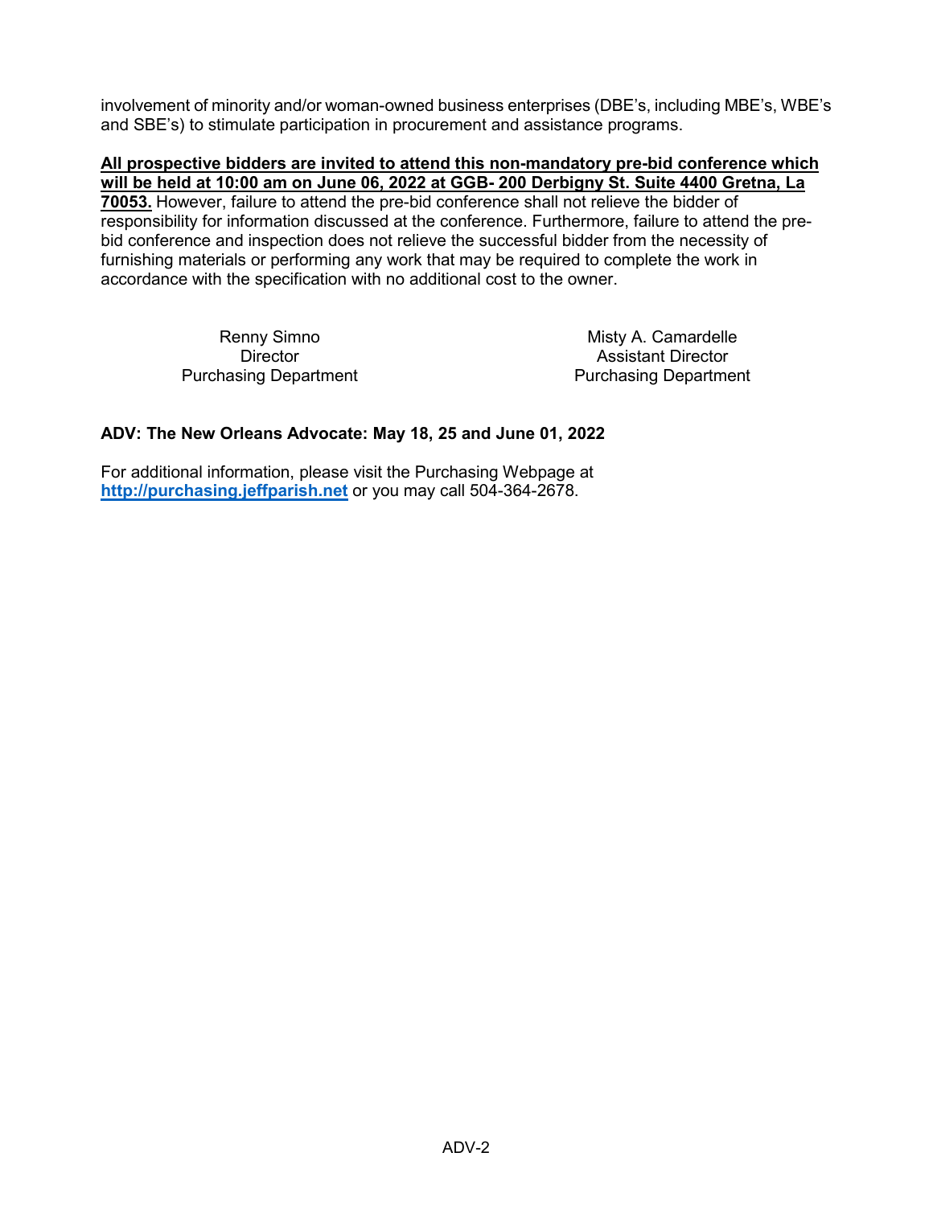involvement of minority and/or woman-owned business enterprises (DBE's, including MBE's, WBE's and SBE's) to stimulate participation in procurement and assistance programs.

**All prospective bidders are invited to attend this non-mandatory pre-bid conference which will be held at 10:00 am on June 06, 2022 at GGB- 200 Derbigny St. Suite 4400 Gretna, La 70053.** However, failure to attend the pre-bid conference shall not relieve the bidder of responsibility for information discussed at the conference. Furthermore, failure to attend the pre-bid conference and inspection does not relieve the successful bidder from the necessity of furnishing materials or performing any work that may be required to complete the work in accordance with the specification with no additional cost to the owner.

Renny Simno
Director
Purchasing Department

Misty A. Camardelle
Assistant Director
Purchasing Department

**ADV: The New Orleans Advocate: May 18, 25 and June 01, 2022**

For additional information, please visit the Purchasing Webpage at **http://purchasing.jeffparish.net** or you may call 504-364-2678.